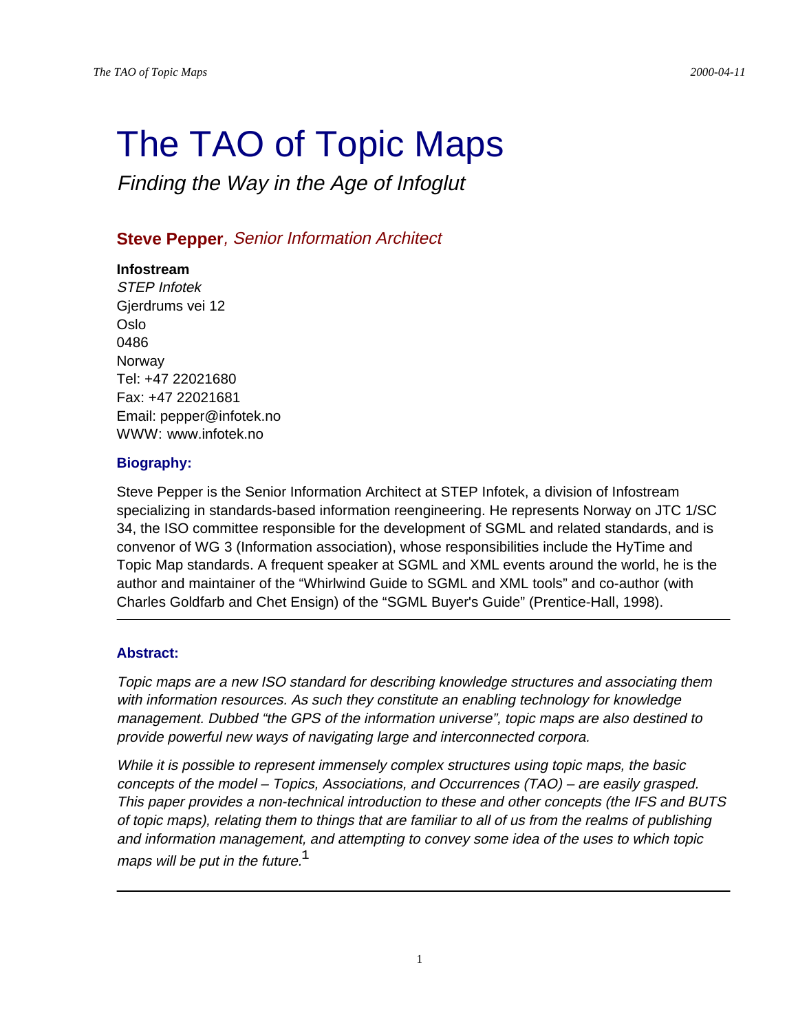# The TAO of Topic Maps

*Finding the Way in the Age of Infoglut*

**Steve Pepper**, *Senior Information Architect*

**Infostream**
*STEP Infotek*
Gjerdrums vei 12
Oslo
0486
Norway
Tel: +47 22021680
Fax: +47 22021681
Email: pepper@infotek.no
WWW: www.infotek.no

### Biography:

Steve Pepper is the Senior Information Architect at STEP Infotek, a division of Infostream specializing in standards-based information reengineering. He represents Norway on JTC 1/SC 34, the ISO committee responsible for the development of SGML and related standards, and is convenor of WG 3 (Information association), whose responsibilities include the HyTime and Topic Map standards. A frequent speaker at SGML and XML events around the world, he is the author and maintainer of the "Whirlwind Guide to SGML and XML tools" and co-author (with Charles Goldfarb and Chet Ensign) of the "SGML Buyer's Guide" (Prentice-Hall, 1998).

---

### Abstract:

*Topic maps are a new ISO standard for describing knowledge structures and associating them with information resources. As such they constitute an enabling technology for knowledge management. Dubbed "the GPS of the information universe", topic maps are also destined to provide powerful new ways of navigating large and interconnected corpora.*

*While it is possible to represent immensely complex structures using topic maps, the basic concepts of the model – Topics, Associations, and Occurrences (TAO) – are easily grasped. This paper provides a non-technical introduction to these and other concepts (the IFS and BUTS of topic maps), relating them to things that are familiar to all of us from the realms of publishing and information management, and attempting to convey some idea of the uses to which topic maps will be put in the future.*[1]

---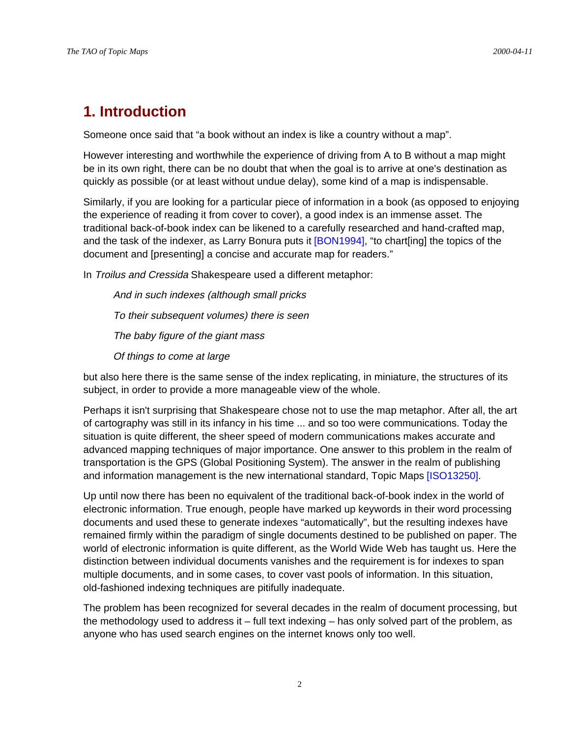# 1. Introduction

Someone once said that “a book without an index is like a country without a map”.

However interesting and worthwhile the experience of driving from A to B without a map might be in its own right, there can be no doubt that when the goal is to arrive at one's destination as quickly as possible (or at least without undue delay), some kind of a map is indispensable.

Similarly, if you are looking for a particular piece of information in a book (as opposed to enjoying the experience of reading it from cover to cover), a good index is an immense asset. The traditional back-of-book index can be likened to a carefully researched and hand-crafted map, and the task of the indexer, as Larry Bonura puts it [BON1994], “to chart[ing] the topics of the document and [presenting] a concise and accurate map for readers.”

In *Troilus and Cressida* Shakespeare used a different metaphor:

> *And in such indexes (although small pricks*
>
> *To their subsequent volumes) there is seen*
>
> *The baby figure of the giant mass*
>
> *Of things to come at large*

but also here there is the same sense of the index replicating, in miniature, the structures of its subject, in order to provide a more manageable view of the whole.

Perhaps it isn't surprising that Shakespeare chose not to use the map metaphor. After all, the art of cartography was still in its infancy in his time ... and so too were communications. Today the situation is quite different, the sheer speed of modern communications makes accurate and advanced mapping techniques of major importance. One answer to this problem in the realm of transportation is the GPS (Global Positioning System). The answer in the realm of publishing and information management is the new international standard, Topic Maps [ISO13250].

Up until now there has been no equivalent of the traditional back-of-book index in the world of electronic information. True enough, people have marked up keywords in their word processing documents and used these to generate indexes “automatically”, but the resulting indexes have remained firmly within the paradigm of single documents destined to be published on paper. The world of electronic information is quite different, as the World Wide Web has taught us. Here the distinction between individual documents vanishes and the requirement is for indexes to span multiple documents, and in some cases, to cover vast pools of information. In this situation, old-fashioned indexing techniques are pitifully inadequate.

The problem has been recognized for several decades in the realm of document processing, but the methodology used to address it – full text indexing – has only solved part of the problem, as anyone who has used search engines on the internet knows only too well.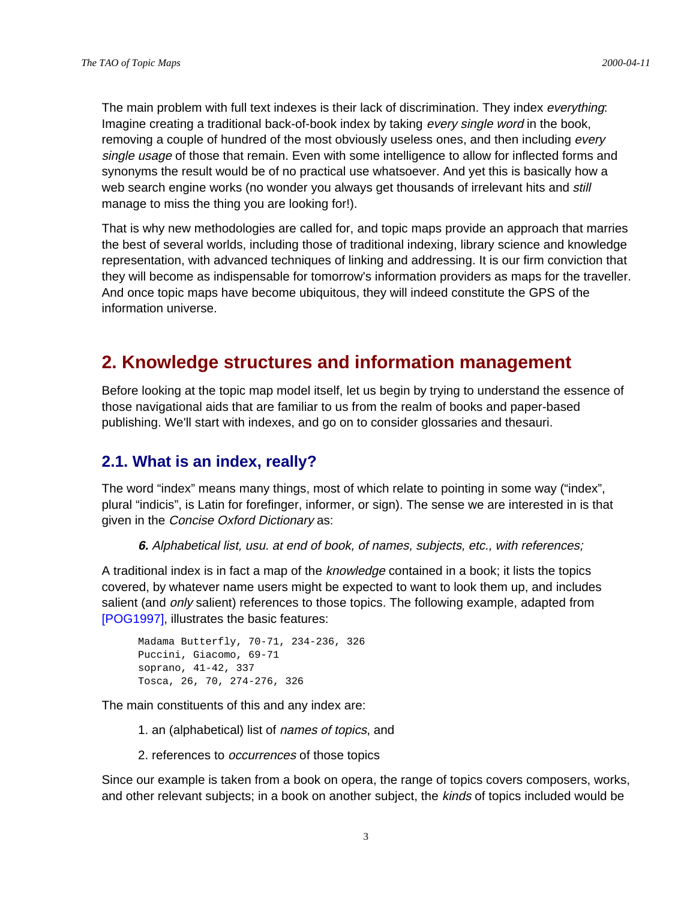The main problem with full text indexes is their lack of discrimination. They index *everything*: Imagine creating a traditional back-of-book index by taking *every single word* in the book, removing a couple of hundred of the most obviously useless ones, and then including *every single usage* of those that remain. Even with some intelligence to allow for inflected forms and synonyms the result would be of no practical use whatsoever. And yet this is basically how a web search engine works (no wonder you always get thousands of irrelevant hits and *still* manage to miss the thing you are looking for!).

That is why new methodologies are called for, and topic maps provide an approach that marries the best of several worlds, including those of traditional indexing, library science and knowledge representation, with advanced techniques of linking and addressing. It is our firm conviction that they will become as indispensable for tomorrow's information providers as maps for the traveller. And once topic maps have become ubiquitous, they will indeed constitute the GPS of the information universe.

## 2. Knowledge structures and information management

Before looking at the topic map model itself, let us begin by trying to understand the essence of those navigational aids that are familiar to us from the realm of books and paper-based publishing. We'll start with indexes, and go on to consider glossaries and thesauri.

### 2.1. What is an index, really?

The word “index” means many things, most of which relate to pointing in some way (“index”, plural “indicis”, is Latin for forefinger, informer, or sign). The sense we are interested in is that given in the *Concise Oxford Dictionary* as:

> ***6.*** *Alphabetical list, usu. at end of book, of names, subjects, etc., with references;*

A traditional index is in fact a map of the *knowledge* contained in a book; it lists the topics covered, by whatever name users might be expected to want to look them up, and includes salient (and *only* salient) references to those topics. The following example, adapted from [POG1997], illustrates the basic features:

```
Madama Butterfly, 70-71, 234-236, 326
Puccini, Giacomo, 69-71
soprano, 41-42, 337
Tosca, 26, 70, 274-276, 326
```

The main constituents of this and any index are:

1. an (alphabetical) list of *names of topics*, and
2. references to *occurrences* of those topics

Since our example is taken from a book on opera, the range of topics covers composers, works, and other relevant subjects; in a book on another subject, the *kinds* of topics included would be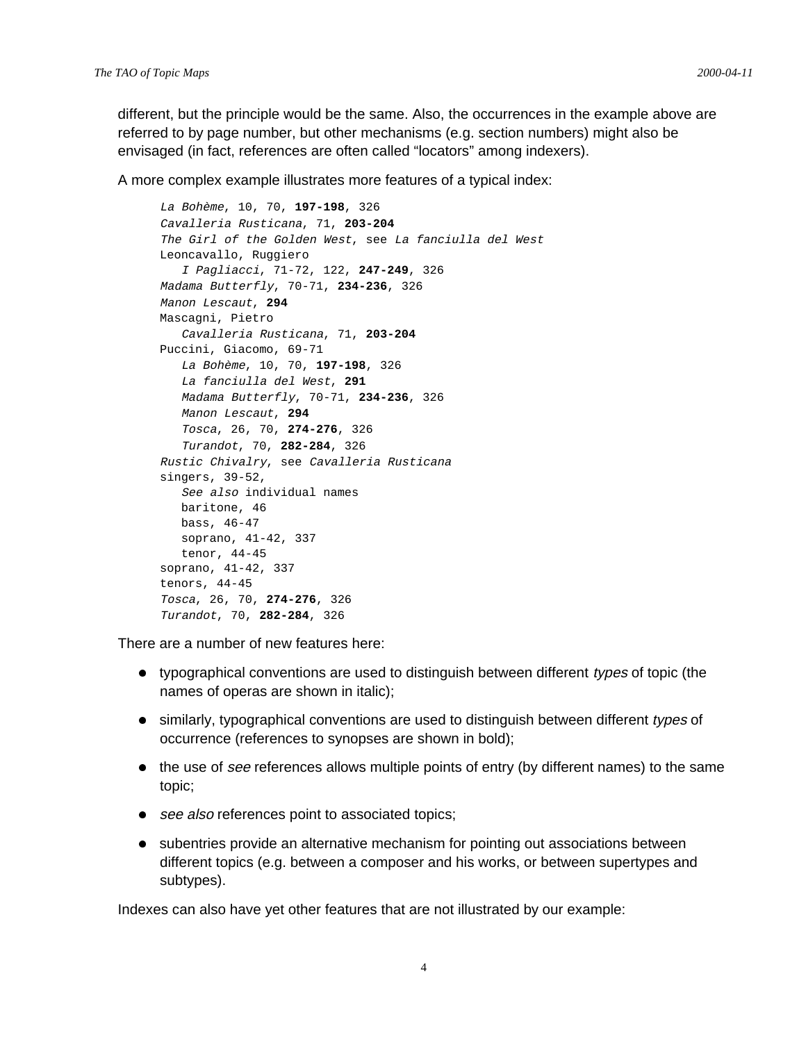different, but the principle would be the same. Also, the occurrences in the example above are referred to by page number, but other mechanisms (e.g. section numbers) might also be envisaged (in fact, references are often called “locators” among indexers).

A more complex example illustrates more features of a typical index:

```
La Bohème, 10, 70, 197-198, 326
Cavalleria Rusticana, 71, 203-204
The Girl of the Golden West, see La fanciulla del West
Leoncavallo, Ruggiero
   I Pagliacci, 71-72, 122, 247-249, 326
Madama Butterfly, 70-71, 234-236, 326
Manon Lescaut, 294
Mascagni, Pietro
   Cavalleria Rusticana, 71, 203-204
Puccini, Giacomo, 69-71
   La Bohème, 10, 70, 197-198, 326
   La fanciulla del West, 291
   Madama Butterfly, 70-71, 234-236, 326
   Manon Lescaut, 294
   Tosca, 26, 70, 274-276, 326
   Turandot, 70, 282-284, 326
Rustic Chivalry, see Cavalleria Rusticana
singers, 39-52,
   See also individual names
   baritone, 46
   bass, 46-47
   soprano, 41-42, 337
   tenor, 44-45
soprano, 41-42, 337
tenors, 44-45
Tosca, 26, 70, 274-276, 326
Turandot, 70, 282-284, 326
```

There are a number of new features here:

- typographical conventions are used to distinguish between different *types* of topic (the names of operas are shown in italic);
- similarly, typographical conventions are used to distinguish between different *types* of occurrence (references to synopses are shown in bold);
- the use of *see* references allows multiple points of entry (by different names) to the same topic;
- *see also* references point to associated topics;
- subentries provide an alternative mechanism for pointing out associations between different topics (e.g. between a composer and his works, or between supertypes and subtypes).

Indexes can also have yet other features that are not illustrated by our example: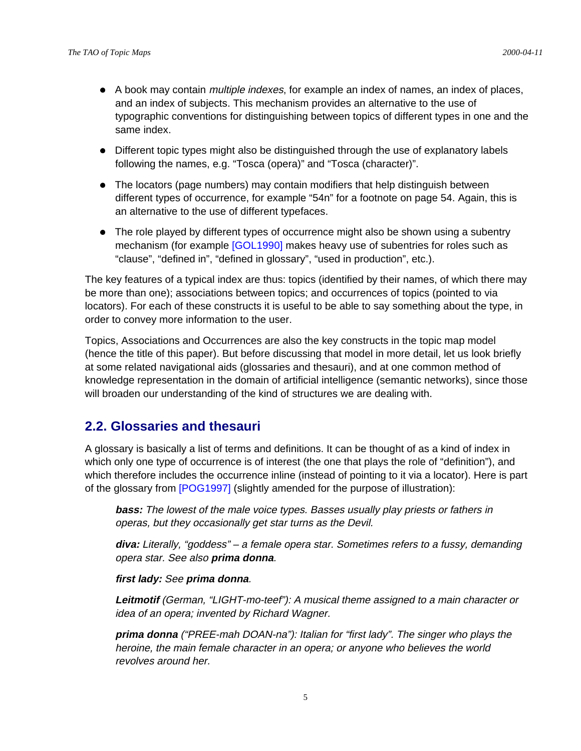- A book may contain *multiple indexes*, for example an index of names, an index of places, and an index of subjects. This mechanism provides an alternative to the use of typographic conventions for distinguishing between topics of different types in one and the same index.
- Different topic types might also be distinguished through the use of explanatory labels following the names, e.g. “Tosca (opera)” and “Tosca (character)”.
- The locators (page numbers) may contain modifiers that help distinguish between different types of occurrence, for example “54n” for a footnote on page 54. Again, this is an alternative to the use of different typefaces.
- The role played by different types of occurrence might also be shown using a subentry mechanism (for example [GOL1990] makes heavy use of subentries for roles such as “clause”, “defined in”, “defined in glossary”, “used in production”, etc.).

The key features of a typical index are thus: topics (identified by their names, of which there may be more than one); associations between topics; and occurrences of topics (pointed to via locators). For each of these constructs it is useful to be able to say something about the type, in order to convey more information to the user.

Topics, Associations and Occurrences are also the key constructs in the topic map model (hence the title of this paper). But before discussing that model in more detail, let us look briefly at some related navigational aids (glossaries and thesauri), and at one common method of knowledge representation in the domain of artificial intelligence (semantic networks), since those will broaden our understanding of the kind of structures we are dealing with.

## 2.2. Glossaries and thesauri

A glossary is basically a list of terms and definitions. It can be thought of as a kind of index in which only one type of occurrence is of interest (the one that plays the role of “definition”), and which therefore includes the occurrence inline (instead of pointing to it via a locator). Here is part of the glossary from [POG1997] (slightly amended for the purpose of illustration):

> ***bass:*** *The lowest of the male voice types. Basses usually play priests or fathers in operas, but they occasionally get star turns as the Devil.*
>
> ***diva:*** *Literally, “goddess” – a female opera star. Sometimes refers to a fussy, demanding opera star. See also* ***prima donna****.*
>
> ***first lady:*** *See* ***prima donna****.*
>
> ***Leitmotif*** *(German, “LIGHT-mo-teef”): A musical theme assigned to a main character or idea of an opera; invented by Richard Wagner.*
>
> ***prima donna*** *(“PREE-mah DOAN-na”): Italian for “first lady”. The singer who plays the heroine, the main female character in an opera; or anyone who believes the world revolves around her.*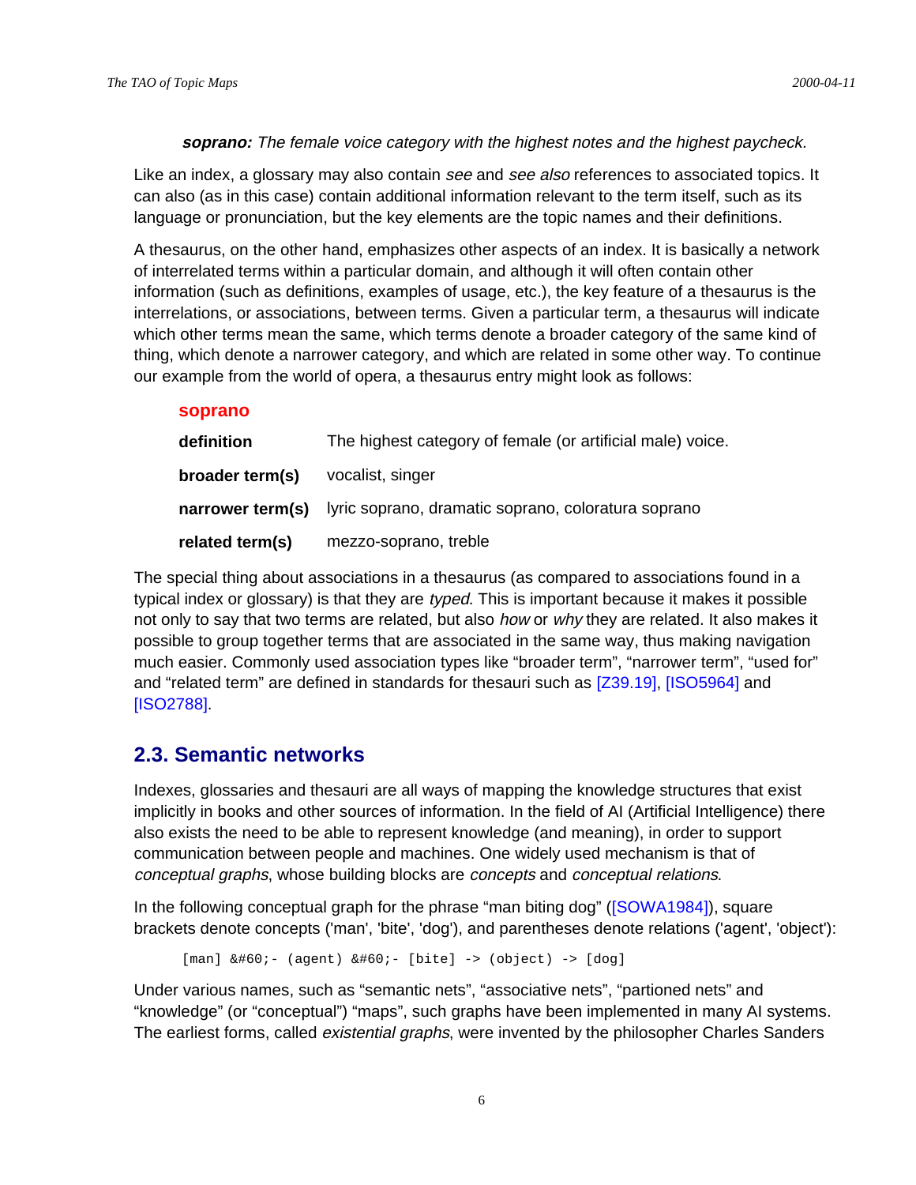> ***soprano:*** *The female voice category with the highest notes and the highest paycheck.*

Like an index, a glossary may also contain *see* and *see also* references to associated topics. It can also (as in this case) contain additional information relevant to the term itself, such as its language or pronunciation, but the key elements are the topic names and their definitions.

A thesaurus, on the other hand, emphasizes other aspects of an index. It is basically a network of interrelated terms within a particular domain, and although it will often contain other information (such as definitions, examples of usage, etc.), the key feature of a thesaurus is the interrelations, or associations, between terms. Given a particular term, a thesaurus will indicate which other terms mean the same, which terms denote a broader category of the same kind of thing, which denote a narrower category, and which are related in some other way. To continue our example from the world of opera, a thesaurus entry might look as follows:

**soprano**

| | |
|---|---|
| **definition** | The highest category of female (or artificial male) voice. |
| **broader term(s)** | vocalist, singer |
| **narrower term(s)** | lyric soprano, dramatic soprano, coloratura soprano |
| **related term(s)** | mezzo-soprano, treble |

The special thing about associations in a thesaurus (as compared to associations found in a typical index or glossary) is that they are *typed*. This is important because it makes it possible not only to say that two terms are related, but also *how* or *why* they are related. It also makes it possible to group together terms that are associated in the same way, thus making navigation much easier. Commonly used association types like “broader term”, “narrower term”, “used for” and “related term” are defined in standards for thesauri such as [Z39.19], [ISO5964] and [ISO2788].

## 2.3. Semantic networks

Indexes, glossaries and thesauri are all ways of mapping the knowledge structures that exist implicitly in books and other sources of information. In the field of AI (Artificial Intelligence) there also exists the need to be able to represent knowledge (and meaning), in order to support communication between people and machines. One widely used mechanism is that of *conceptual graphs*, whose building blocks are *concepts* and *conceptual relations*.

In the following conceptual graph for the phrase “man biting dog” ([SOWA1984]), square brackets denote concepts ('man', 'bite', 'dog'), and parentheses denote relations ('agent', 'object'):

```
[man] &#60;- (agent) &#60;- [bite] -> (object) -> [dog]
```

Under various names, such as “semantic nets”, “associative nets”, “partioned nets” and “knowledge” (or “conceptual”) “maps”, such graphs have been implemented in many AI systems. The earliest forms, called *existential graphs*, were invented by the philosopher Charles Sanders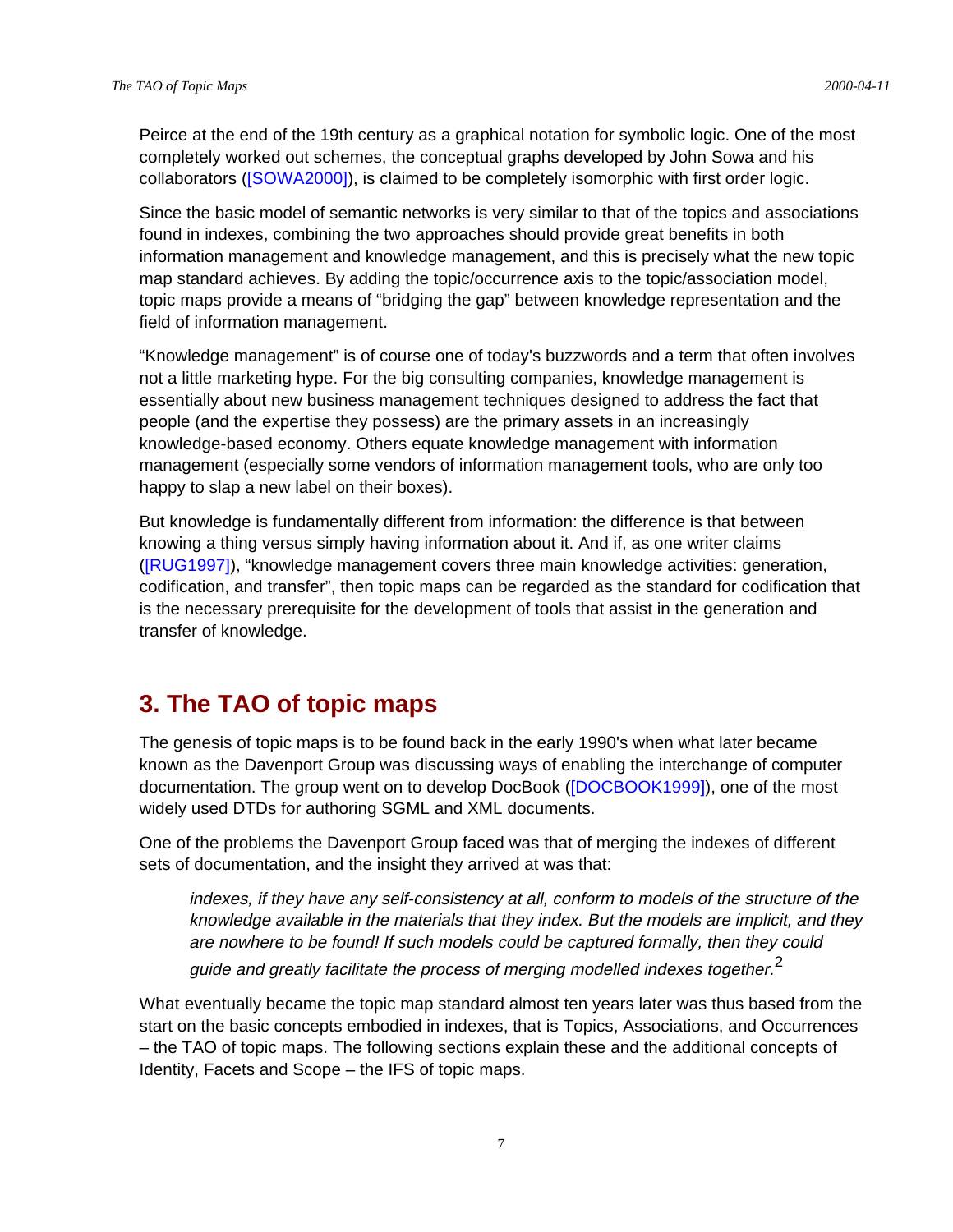Peirce at the end of the 19th century as a graphical notation for symbolic logic. One of the most completely worked out schemes, the conceptual graphs developed by John Sowa and his collaborators ([SOWA2000]), is claimed to be completely isomorphic with first order logic.

Since the basic model of semantic networks is very similar to that of the topics and associations found in indexes, combining the two approaches should provide great benefits in both information management and knowledge management, and this is precisely what the new topic map standard achieves. By adding the topic/occurrence axis to the topic/association model, topic maps provide a means of "bridging the gap" between knowledge representation and the field of information management.

"Knowledge management" is of course one of today's buzzwords and a term that often involves not a little marketing hype. For the big consulting companies, knowledge management is essentially about new business management techniques designed to address the fact that people (and the expertise they possess) are the primary assets in an increasingly knowledge-based economy. Others equate knowledge management with information management (especially some vendors of information management tools, who are only too happy to slap a new label on their boxes).

But knowledge is fundamentally different from information: the difference is that between knowing a thing versus simply having information about it. And if, as one writer claims ([RUG1997]), "knowledge management covers three main knowledge activities: generation, codification, and transfer", then topic maps can be regarded as the standard for codification that is the necessary prerequisite for the development of tools that assist in the generation and transfer of knowledge.

## 3. The TAO of topic maps

The genesis of topic maps is to be found back in the early 1990's when what later became known as the Davenport Group was discussing ways of enabling the interchange of computer documentation. The group went on to develop DocBook ([DOCBOOK1999]), one of the most widely used DTDs for authoring SGML and XML documents.

One of the problems the Davenport Group faced was that of merging the indexes of different sets of documentation, and the insight they arrived at was that:

> *indexes, if they have any self-consistency at all, conform to models of the structure of the knowledge available in the materials that they index. But the models are implicit, and they are nowhere to be found! If such models could be captured formally, then they could guide and greatly facilitate the process of merging modelled indexes together.*[2]

What eventually became the topic map standard almost ten years later was thus based from the start on the basic concepts embodied in indexes, that is Topics, Associations, and Occurrences – the TAO of topic maps. The following sections explain these and the additional concepts of Identity, Facets and Scope – the IFS of topic maps.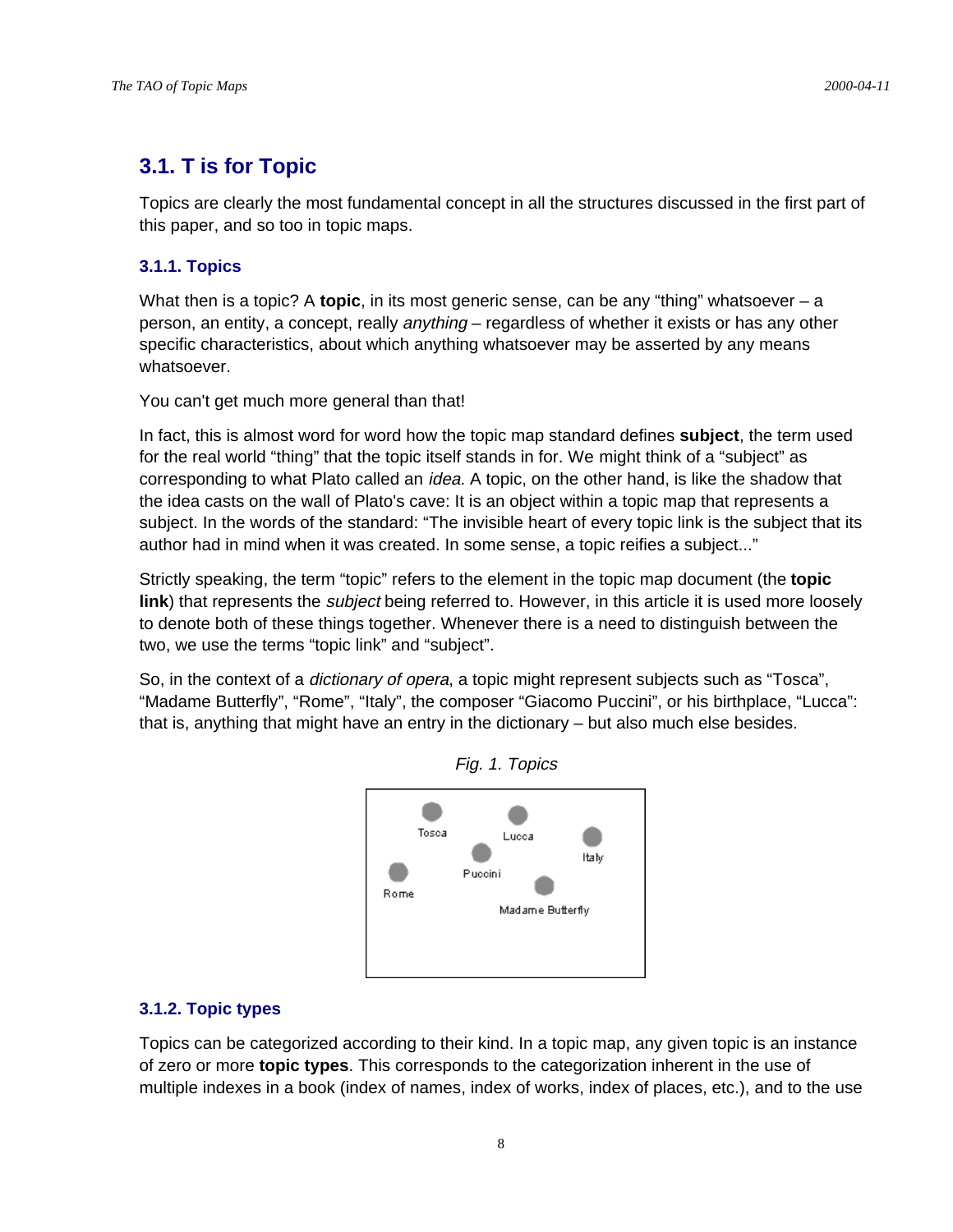## 3.1. T is for Topic

Topics are clearly the most fundamental concept in all the structures discussed in the first part of this paper, and so too in topic maps.

### 3.1.1. Topics

What then is a topic? A **topic**, in its most generic sense, can be any “thing” whatsoever – a person, an entity, a concept, really *anything* – regardless of whether it exists or has any other specific characteristics, about which anything whatsoever may be asserted by any means whatsoever.

You can't get much more general than that!

In fact, this is almost word for word how the topic map standard defines **subject**, the term used for the real world “thing” that the topic itself stands in for. We might think of a “subject” as corresponding to what Plato called an *idea*. A topic, on the other hand, is like the shadow that the idea casts on the wall of Plato's cave: It is an object within a topic map that represents a subject. In the words of the standard: “The invisible heart of every topic link is the subject that its author had in mind when it was created. In some sense, a topic reifies a subject...”

Strictly speaking, the term “topic” refers to the element in the topic map document (the **topic link**) that represents the *subject* being referred to. However, in this article it is used more loosely to denote both of these things together. Whenever there is a need to distinguish between the two, we use the terms “topic link” and “subject”.

So, in the context of a *dictionary of opera*, a topic might represent subjects such as “Tosca”, “Madame Butterfly”, “Rome”, “Italy”, the composer “Giacomo Puccini”, or his birthplace, “Lucca”: that is, anything that might have an entry in the dictionary – but also much else besides.

*Fig. 1. Topics*

Tosca Lucca Italy Puccini Rome Madame Butterfly

### 3.1.2. Topic types

Topics can be categorized according to their kind. In a topic map, any given topic is an instance of zero or more **topic types**. This corresponds to the categorization inherent in the use of multiple indexes in a book (index of names, index of works, index of places, etc.), and to the use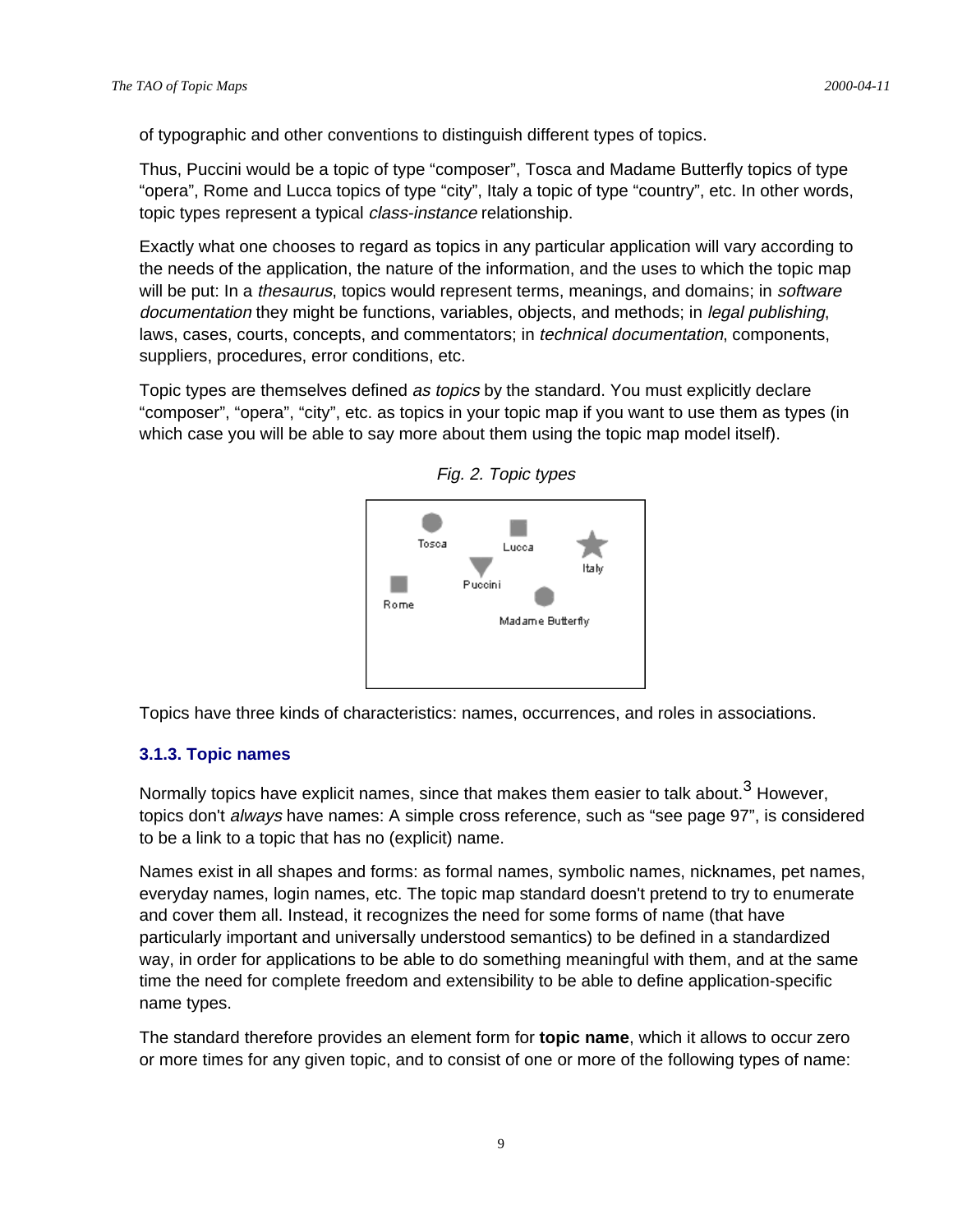of typographic and other conventions to distinguish different types of topics.

Thus, Puccini would be a topic of type “composer”, Tosca and Madame Butterfly topics of type “opera”, Rome and Lucca topics of type “city”, Italy a topic of type “country”, etc. In other words, topic types represent a typical *class-instance* relationship.

Exactly what one chooses to regard as topics in any particular application will vary according to the needs of the application, the nature of the information, and the uses to which the topic map will be put: In a *thesaurus*, topics would represent terms, meanings, and domains; in *software documentation* they might be functions, variables, objects, and methods; in *legal publishing*, laws, cases, courts, concepts, and commentators; in *technical documentation*, components, suppliers, procedures, error conditions, etc.

Topic types are themselves defined *as topics* by the standard. You must explicitly declare “composer”, “opera”, “city”, etc. as topics in your topic map if you want to use them as types (in which case you will be able to say more about them using the topic map model itself).

*Fig. 2. Topic types*

Topics have three kinds of characteristics: names, occurrences, and roles in associations.

### 3.1.3. Topic names

Normally topics have explicit names, since that makes them easier to talk about.[3] However, topics don't *always* have names: A simple cross reference, such as “see page 97”, is considered to be a link to a topic that has no (explicit) name.

Names exist in all shapes and forms: as formal names, symbolic names, nicknames, pet names, everyday names, login names, etc. The topic map standard doesn't pretend to try to enumerate and cover them all. Instead, it recognizes the need for some forms of name (that have particularly important and universally understood semantics) to be defined in a standardized way, in order for applications to be able to do something meaningful with them, and at the same time the need for complete freedom and extensibility to be able to define application-specific name types.

The standard therefore provides an element form for **topic name**, which it allows to occur zero or more times for any given topic, and to consist of one or more of the following types of name: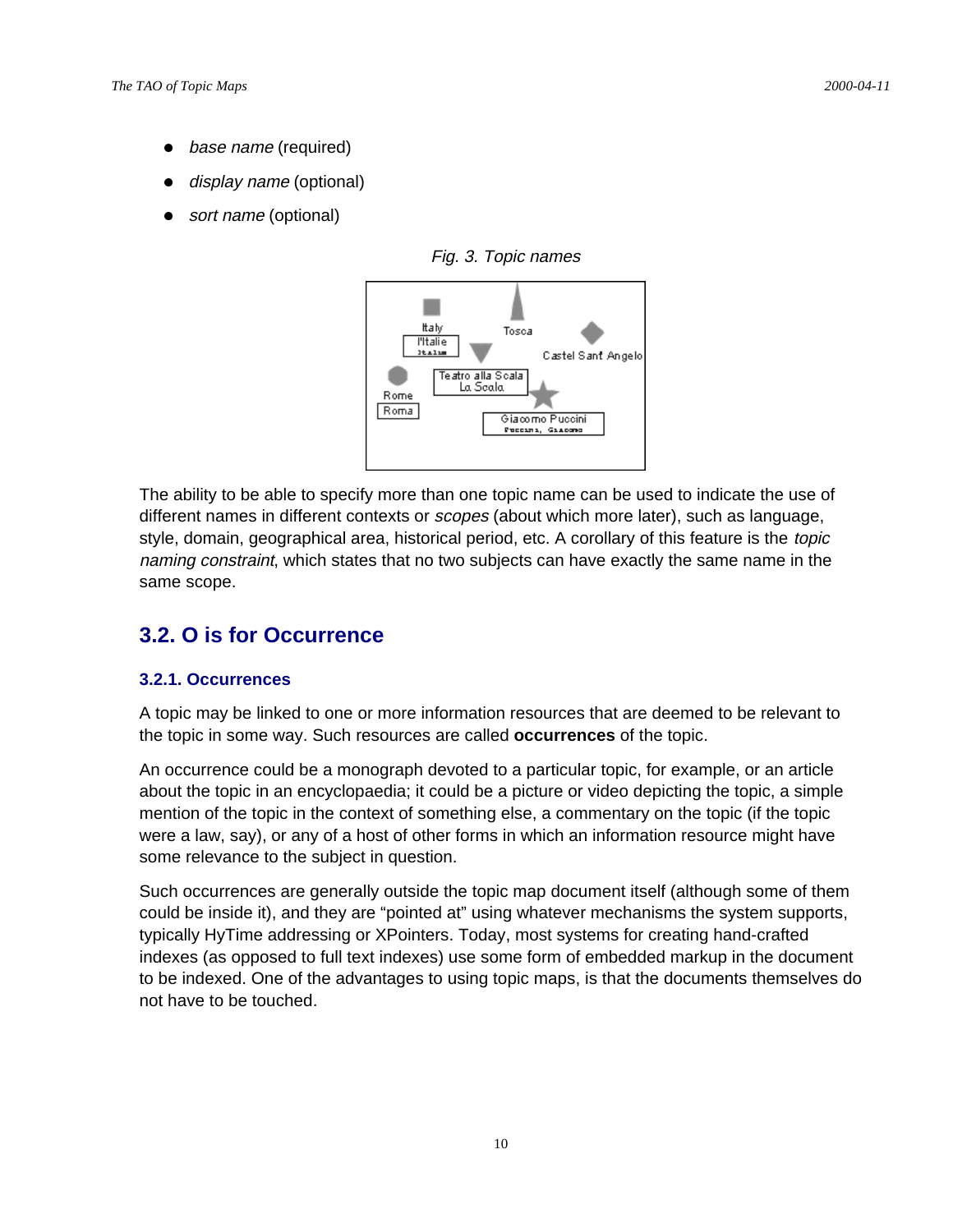- *base name* (required)
- *display name* (optional)
- *sort name* (optional)

*Fig. 3. Topic names*

The ability to be able to specify more than one topic name can be used to indicate the use of different names in different contexts or *scopes* (about which more later), such as language, style, domain, geographical area, historical period, etc. A corollary of this feature is the *topic naming constraint*, which states that no two subjects can have exactly the same name in the same scope.

## 3.2. O is for Occurrence

### 3.2.1. Occurrences

A topic may be linked to one or more information resources that are deemed to be relevant to the topic in some way. Such resources are called **occurrences** of the topic.

An occurrence could be a monograph devoted to a particular topic, for example, or an article about the topic in an encyclopaedia; it could be a picture or video depicting the topic, a simple mention of the topic in the context of something else, a commentary on the topic (if the topic were a law, say), or any of a host of other forms in which an information resource might have some relevance to the subject in question.

Such occurrences are generally outside the topic map document itself (although some of them could be inside it), and they are "pointed at" using whatever mechanisms the system supports, typically HyTime addressing or XPointers. Today, most systems for creating hand-crafted indexes (as opposed to full text indexes) use some form of embedded markup in the document to be indexed. One of the advantages to using topic maps, is that the documents themselves do not have to be touched.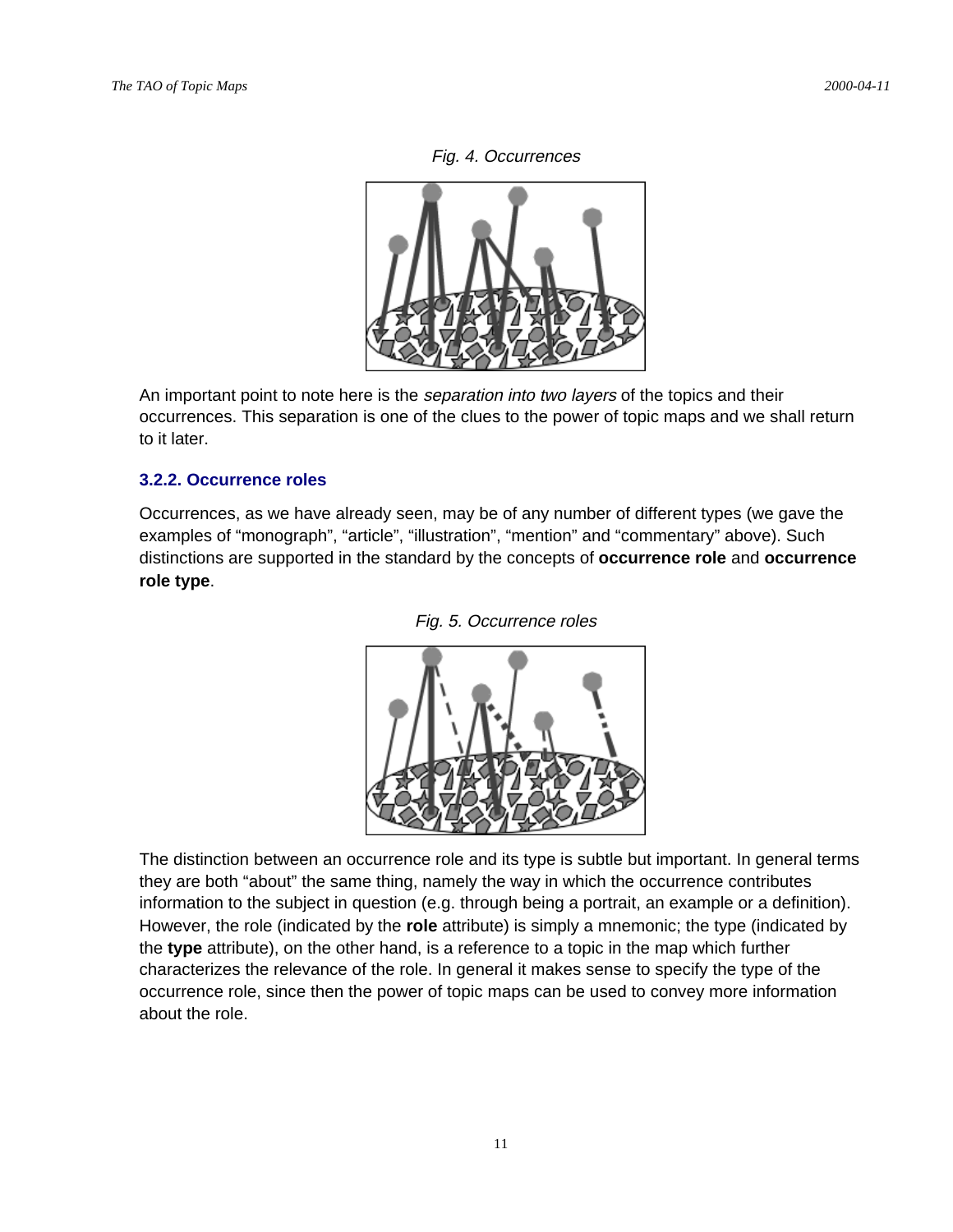*Fig. 4. Occurrences*

An important point to note here is the *separation into two layers* of the topics and their occurrences. This separation is one of the clues to the power of topic maps and we shall return to it later.

### 3.2.2. Occurrence roles

Occurrences, as we have already seen, may be of any number of different types (we gave the examples of “monograph”, “article”, “illustration”, “mention” and “commentary” above). Such distinctions are supported in the standard by the concepts of **occurrence role** and **occurrence role type**.

*Fig. 5. Occurrence roles*

The distinction between an occurrence role and its type is subtle but important. In general terms they are both “about” the same thing, namely the way in which the occurrence contributes information to the subject in question (e.g. through being a portrait, an example or a definition). However, the role (indicated by the **role** attribute) is simply a mnemonic; the type (indicated by the **type** attribute), on the other hand, is a reference to a topic in the map which further characterizes the relevance of the role. In general it makes sense to specify the type of the occurrence role, since then the power of topic maps can be used to convey more information about the role.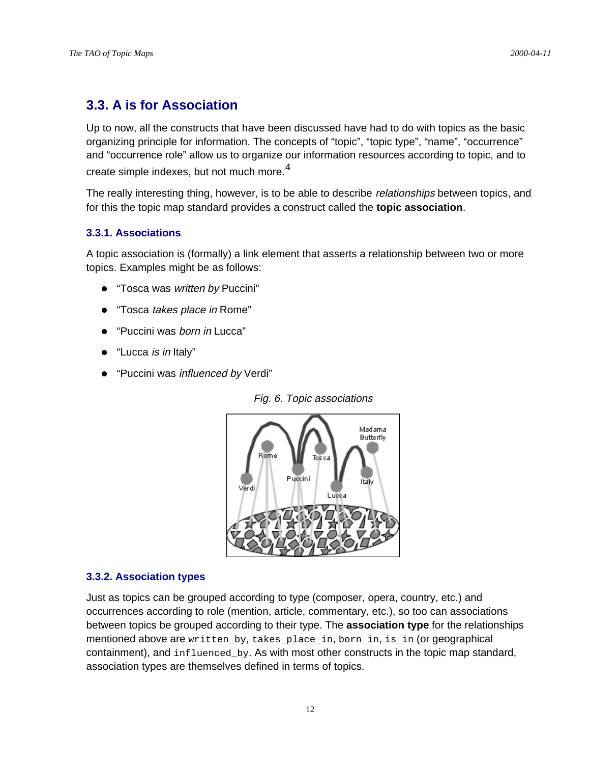## 3.3. A is for Association

Up to now, all the constructs that have been discussed have had to do with topics as the basic organizing principle for information. The concepts of “topic”, “topic type”, “name”, “occurrence” and “occurrence role” allow us to organize our information resources according to topic, and to create simple indexes, but not much more.[4]

The really interesting thing, however, is to be able to describe *relationships* between topics, and for this the topic map standard provides a construct called the **topic association**.

### 3.3.1. Associations

A topic association is (formally) a link element that asserts a relationship between two or more topics. Examples might be as follows:

- “Tosca was *written by* Puccini”
- “Tosca *takes place in* Rome”
- “Puccini was *born in* Lucca”
- “Lucca *is in* Italy”
- “Puccini was *influenced by* Verdi”

*Fig. 6. Topic associations*

### 3.3.2. Association types

Just as topics can be grouped according to type (composer, opera, country, etc.) and occurrences according to role (mention, article, commentary, etc.), so too can associations between topics be grouped according to their type. The **association type** for the relationships mentioned above are `written_by`, `takes_place_in`, `born_in`, `is_in` (or geographical containment), and `influenced_by`. As with most other constructs in the topic map standard, association types are themselves defined in terms of topics.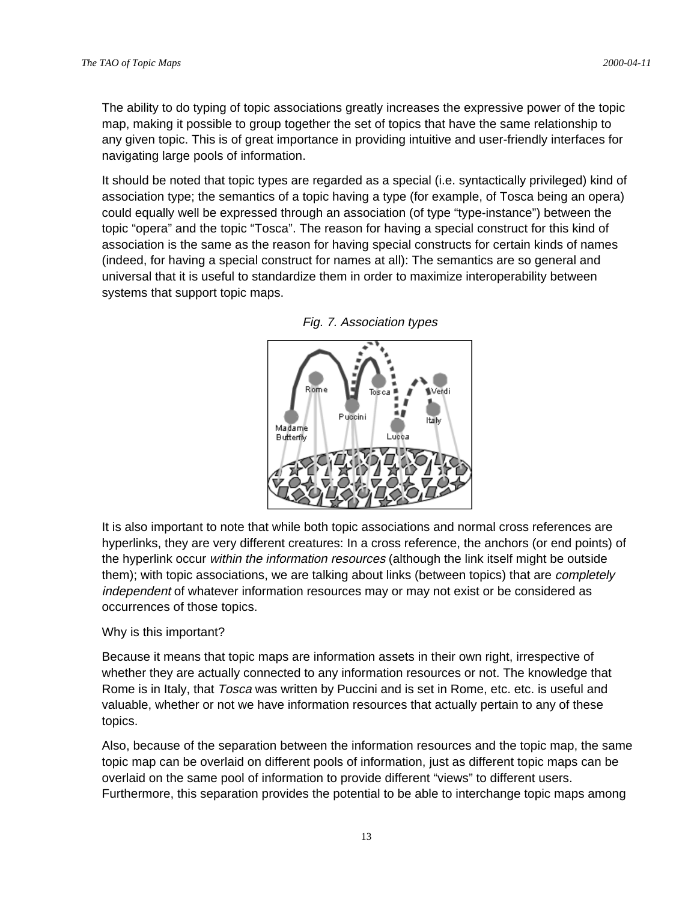The ability to do typing of topic associations greatly increases the expressive power of the topic map, making it possible to group together the set of topics that have the same relationship to any given topic. This is of great importance in providing intuitive and user-friendly interfaces for navigating large pools of information.

It should be noted that topic types are regarded as a special (i.e. syntactically privileged) kind of association type; the semantics of a topic having a type (for example, of Tosca being an opera) could equally well be expressed through an association (of type "type-instance") between the topic "opera" and the topic "Tosca". The reason for having a special construct for this kind of association is the same as the reason for having special constructs for certain kinds of names (indeed, for having a special construct for names at all): The semantics are so general and universal that it is useful to standardize them in order to maximize interoperability between systems that support topic maps.

*Fig. 7. Association types*

It is also important to note that while both topic associations and normal cross references are hyperlinks, they are very different creatures: In a cross reference, the anchors (or end points) of the hyperlink occur *within the information resources* (although the link itself might be outside them); with topic associations, we are talking about links (between topics) that are *completely independent* of whatever information resources may or may not exist or be considered as occurrences of those topics.

Why is this important?

Because it means that topic maps are information assets in their own right, irrespective of whether they are actually connected to any information resources or not. The knowledge that Rome is in Italy, that *Tosca* was written by Puccini and is set in Rome, etc. etc. is useful and valuable, whether or not we have information resources that actually pertain to any of these topics.

Also, because of the separation between the information resources and the topic map, the same topic map can be overlaid on different pools of information, just as different topic maps can be overlaid on the same pool of information to provide different "views" to different users. Furthermore, this separation provides the potential to be able to interchange topic maps among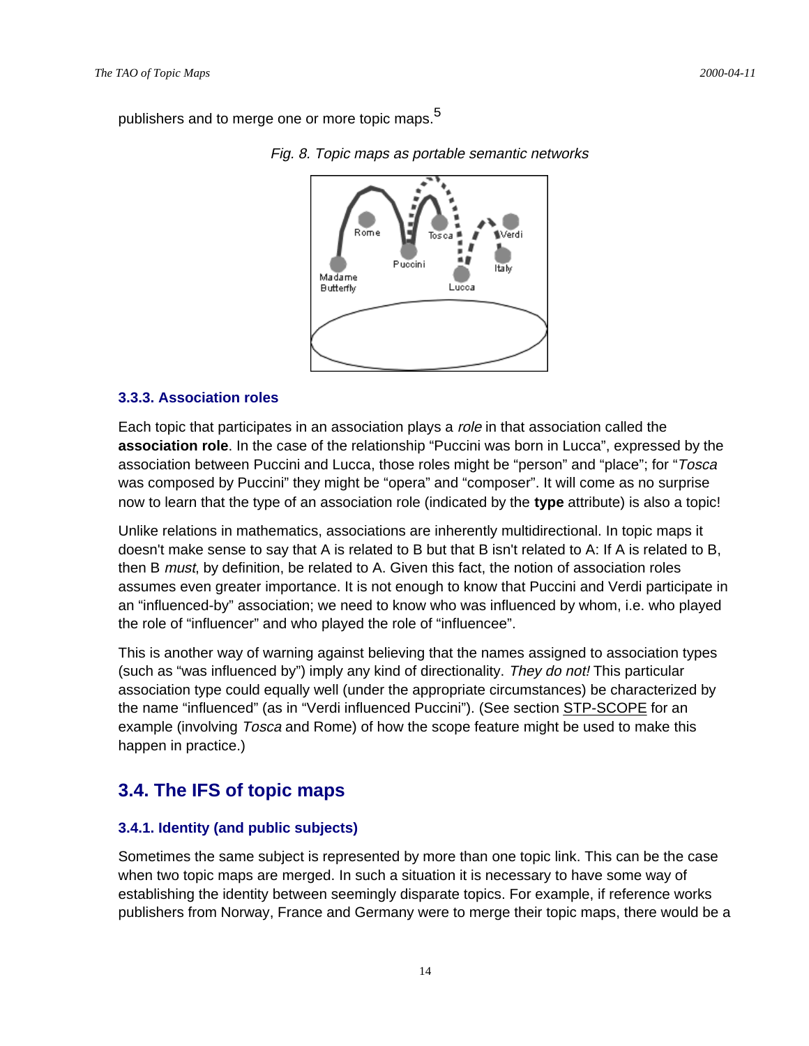publishers and to merge one or more topic maps.[5]

*Fig. 8. Topic maps as portable semantic networks*

### 3.3.3. Association roles

Each topic that participates in an association plays a *role* in that association called the **association role**. In the case of the relationship “Puccini was born in Lucca”, expressed by the association between Puccini and Lucca, those roles might be “person” and “place”; for “*Tosca* was composed by Puccini” they might be “opera” and “composer”. It will come as no surprise now to learn that the type of an association role (indicated by the **type** attribute) is also a topic!

Unlike relations in mathematics, associations are inherently multidirectional. In topic maps it doesn't make sense to say that A is related to B but that B isn't related to A: If A is related to B, then B *must*, by definition, be related to A. Given this fact, the notion of association roles assumes even greater importance. It is not enough to know that Puccini and Verdi participate in an “influenced-by” association; we need to know who was influenced by whom, i.e. who played the role of “influencer” and who played the role of “influencee”.

This is another way of warning against believing that the names assigned to association types (such as “was influenced by”) imply any kind of directionality. *They do not!* This particular association type could equally well (under the appropriate circumstances) be characterized by the name “influenced” (as in “Verdi influenced Puccini”). (See section STP-SCOPE for an example (involving *Tosca* and Rome) of how the scope feature might be used to make this happen in practice.)

## 3.4. The IFS of topic maps

### 3.4.1. Identity (and public subjects)

Sometimes the same subject is represented by more than one topic link. This can be the case when two topic maps are merged. In such a situation it is necessary to have some way of establishing the identity between seemingly disparate topics. For example, if reference works publishers from Norway, France and Germany were to merge their topic maps, there would be a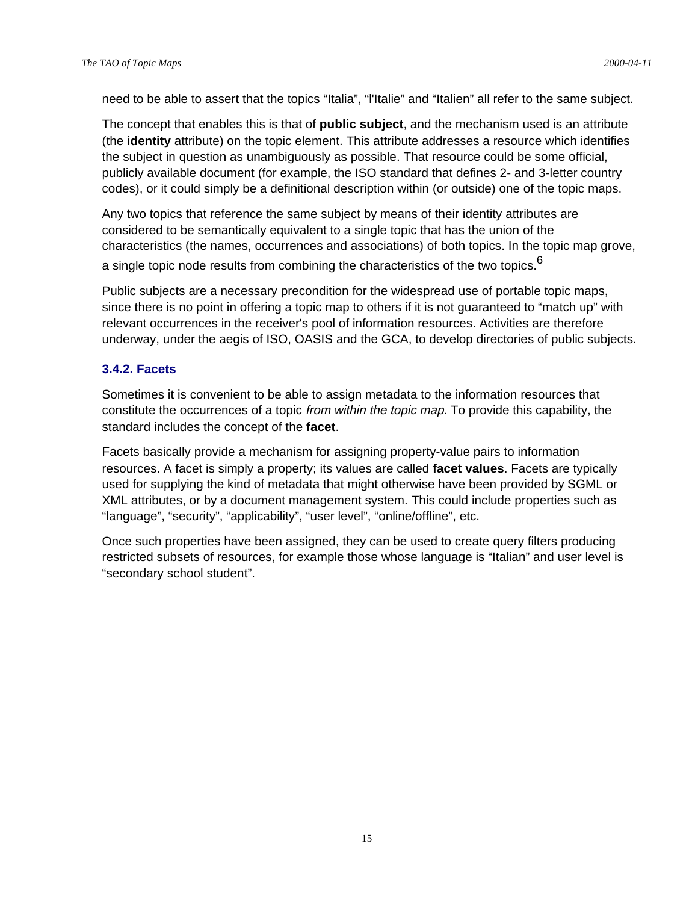need to be able to assert that the topics “Italia”, “l'Italie” and “Italien” all refer to the same subject.

The concept that enables this is that of **public subject**, and the mechanism used is an attribute (the **identity** attribute) on the topic element. This attribute addresses a resource which identifies the subject in question as unambiguously as possible. That resource could be some official, publicly available document (for example, the ISO standard that defines 2- and 3-letter country codes), or it could simply be a definitional description within (or outside) one of the topic maps.

Any two topics that reference the same subject by means of their identity attributes are considered to be semantically equivalent to a single topic that has the union of the characteristics (the names, occurrences and associations) of both topics. In the topic map grove, a single topic node results from combining the characteristics of the two topics.[6]

Public subjects are a necessary precondition for the widespread use of portable topic maps, since there is no point in offering a topic map to others if it is not guaranteed to “match up” with relevant occurrences in the receiver's pool of information resources. Activities are therefore underway, under the aegis of ISO, OASIS and the GCA, to develop directories of public subjects.

### 3.4.2. Facets

Sometimes it is convenient to be able to assign metadata to the information resources that constitute the occurrences of a topic *from within the topic map*. To provide this capability, the standard includes the concept of the **facet**.

Facets basically provide a mechanism for assigning property-value pairs to information resources. A facet is simply a property; its values are called **facet values**. Facets are typically used for supplying the kind of metadata that might otherwise have been provided by SGML or XML attributes, or by a document management system. This could include properties such as “language”, “security”, “applicability”, “user level”, “online/offline”, etc.

Once such properties have been assigned, they can be used to create query filters producing restricted subsets of resources, for example those whose language is “Italian” and user level is “secondary school student”.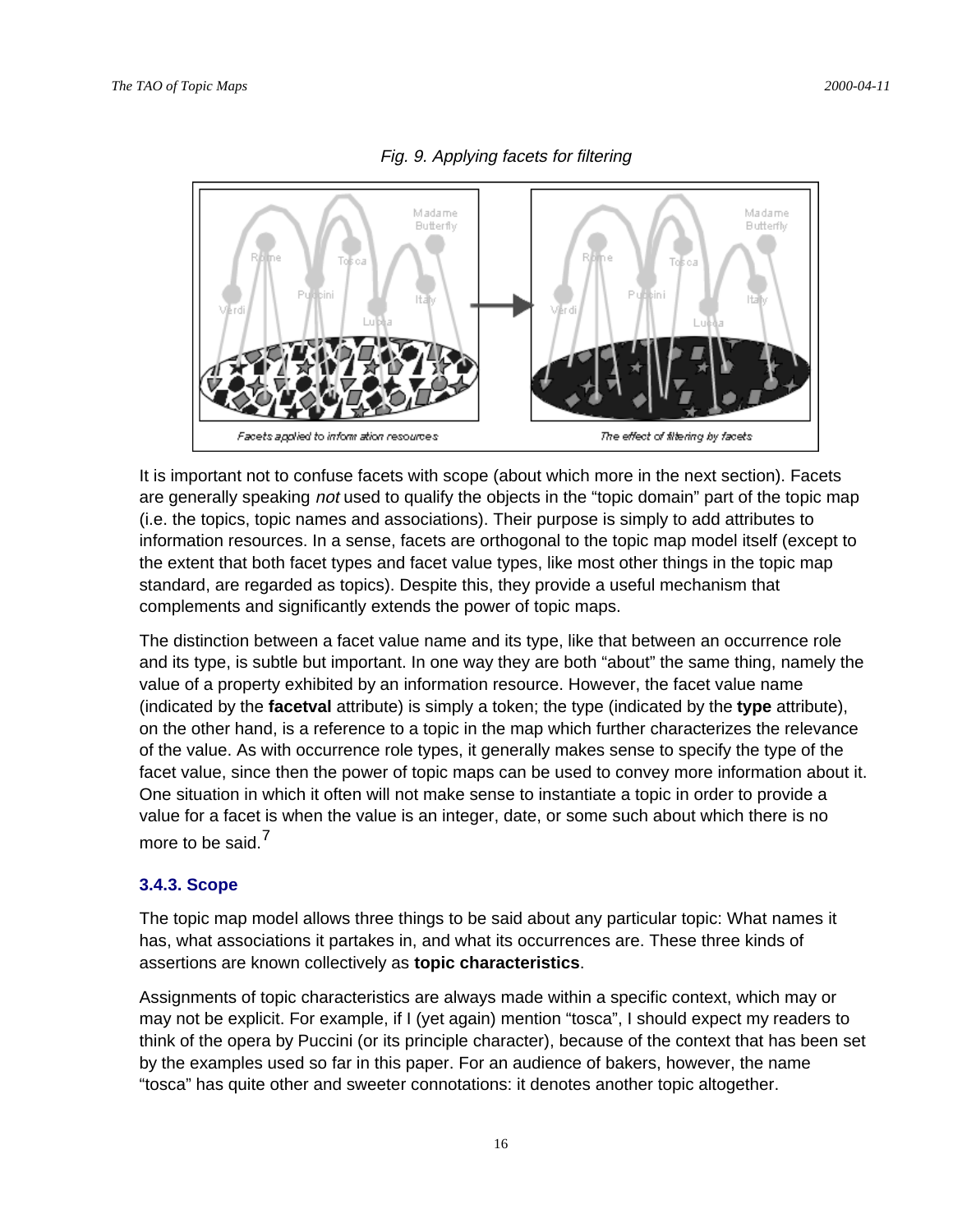*Fig. 9. Applying facets for filtering*

It is important not to confuse facets with scope (about which more in the next section). Facets are generally speaking *not* used to qualify the objects in the "topic domain" part of the topic map (i.e. the topics, topic names and associations). Their purpose is simply to add attributes to information resources. In a sense, facets are orthogonal to the topic map model itself (except to the extent that both facet types and facet value types, like most other things in the topic map standard, are regarded as topics). Despite this, they provide a useful mechanism that complements and significantly extends the power of topic maps.

The distinction between a facet value name and its type, like that between an occurrence role and its type, is subtle but important. In one way they are both "about" the same thing, namely the value of a property exhibited by an information resource. However, the facet value name (indicated by the **facetval** attribute) is simply a token; the type (indicated by the **type** attribute), on the other hand, is a reference to a topic in the map which further characterizes the relevance of the value. As with occurrence role types, it generally makes sense to specify the type of the facet value, since then the power of topic maps can be used to convey more information about it. One situation in which it often will not make sense to instantiate a topic in order to provide a value for a facet is when the value is an integer, date, or some such about which there is no more to be said.[7]

### 3.4.3. Scope

The topic map model allows three things to be said about any particular topic: What names it has, what associations it partakes in, and what its occurrences are. These three kinds of assertions are known collectively as **topic characteristics**.

Assignments of topic characteristics are always made within a specific context, which may or may not be explicit. For example, if I (yet again) mention "tosca", I should expect my readers to think of the opera by Puccini (or its principle character), because of the context that has been set by the examples used so far in this paper. For an audience of bakers, however, the name "tosca" has quite other and sweeter connotations: it denotes another topic altogether.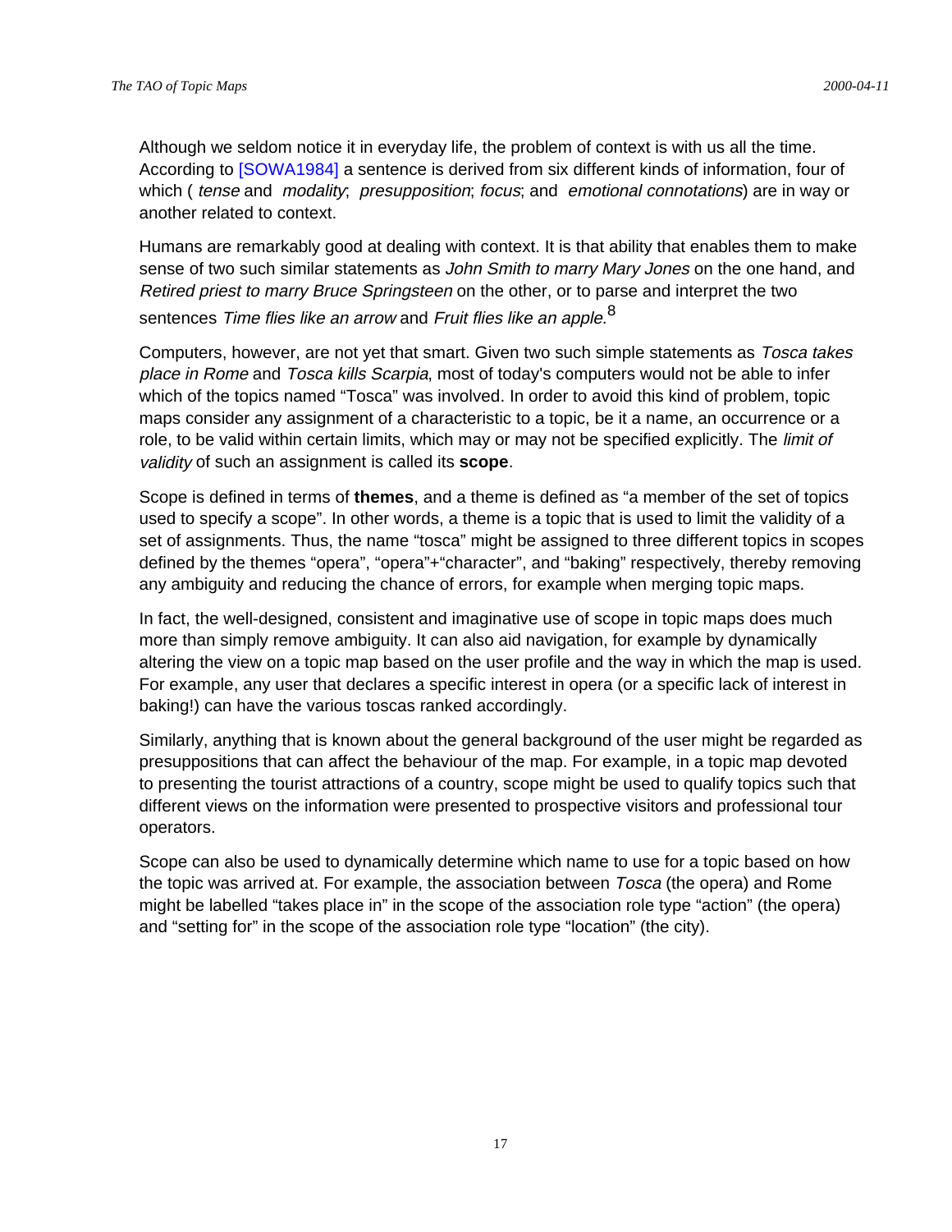Although we seldom notice it in everyday life, the problem of context is with us all the time. According to [SOWA1984] a sentence is derived from six different kinds of information, four of which ( *tense* and *modality*; *presupposition*; *focus*; and *emotional connotations*) are in way or another related to context.

Humans are remarkably good at dealing with context. It is that ability that enables them to make sense of two such similar statements as *John Smith to marry Mary Jones* on the one hand, and *Retired priest to marry Bruce Springsteen* on the other, or to parse and interpret the two sentences *Time flies like an arrow* and *Fruit flies like an apple*.[8]

Computers, however, are not yet that smart. Given two such simple statements as *Tosca takes place in Rome* and *Tosca kills Scarpia*, most of today's computers would not be able to infer which of the topics named “Tosca” was involved. In order to avoid this kind of problem, topic maps consider any assignment of a characteristic to a topic, be it a name, an occurrence or a role, to be valid within certain limits, which may or may not be specified explicitly. The *limit of validity* of such an assignment is called its **scope**.

Scope is defined in terms of **themes**, and a theme is defined as “a member of the set of topics used to specify a scope”. In other words, a theme is a topic that is used to limit the validity of a set of assignments. Thus, the name “tosca” might be assigned to three different topics in scopes defined by the themes “opera”, “opera”+“character”, and “baking” respectively, thereby removing any ambiguity and reducing the chance of errors, for example when merging topic maps.

In fact, the well-designed, consistent and imaginative use of scope in topic maps does much more than simply remove ambiguity. It can also aid navigation, for example by dynamically altering the view on a topic map based on the user profile and the way in which the map is used. For example, any user that declares a specific interest in opera (or a specific lack of interest in baking!) can have the various toscas ranked accordingly.

Similarly, anything that is known about the general background of the user might be regarded as presuppositions that can affect the behaviour of the map. For example, in a topic map devoted to presenting the tourist attractions of a country, scope might be used to qualify topics such that different views on the information were presented to prospective visitors and professional tour operators.

Scope can also be used to dynamically determine which name to use for a topic based on how the topic was arrived at. For example, the association between *Tosca* (the opera) and Rome might be labelled “takes place in” in the scope of the association role type “action” (the opera) and “setting for” in the scope of the association role type “location” (the city).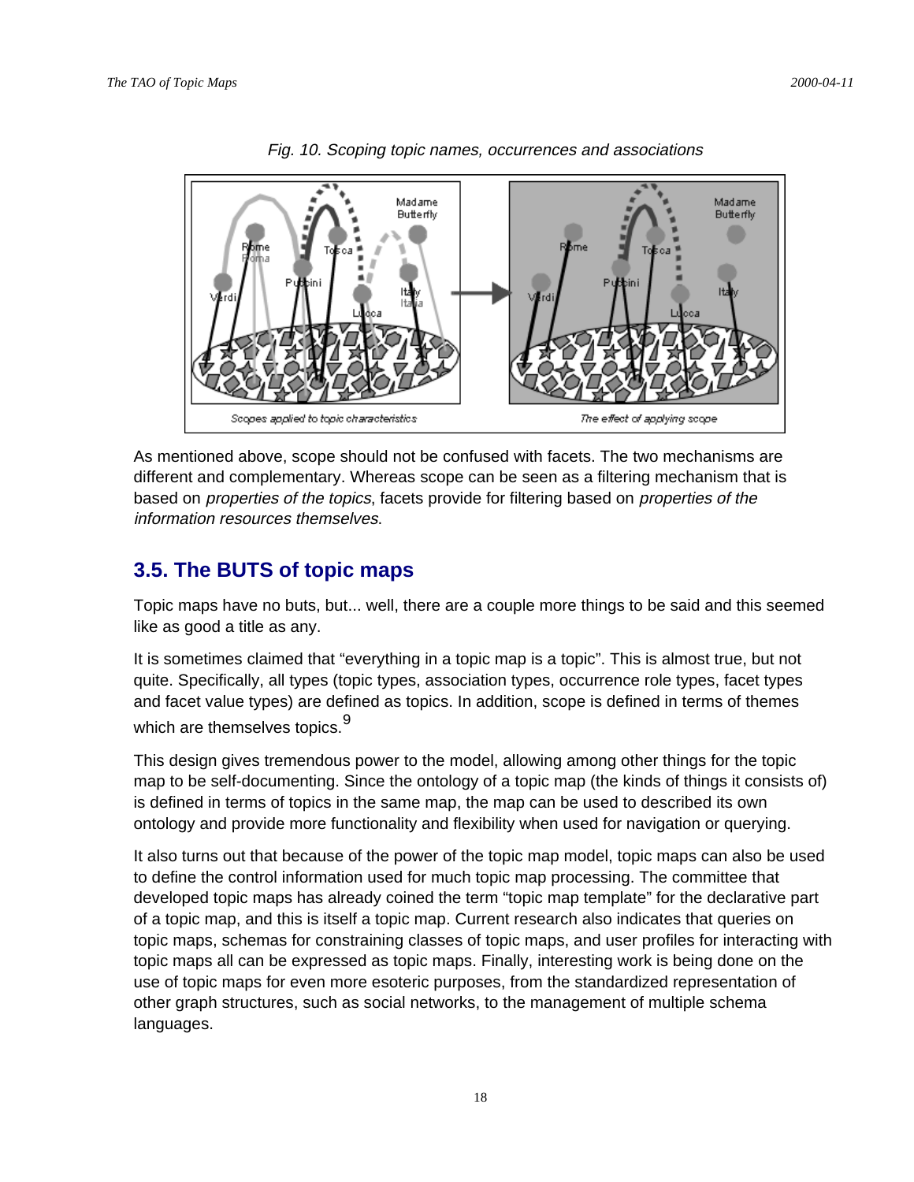*Fig. 10. Scoping topic names, occurrences and associations*

As mentioned above, scope should not be confused with facets. The two mechanisms are different and complementary. Whereas scope can be seen as a filtering mechanism that is based on *properties of the topics*, facets provide for filtering based on *properties of the information resources themselves*.

## 3.5. The BUTS of topic maps

Topic maps have no buts, but... well, there are a couple more things to be said and this seemed like as good a title as any.

It is sometimes claimed that “everything in a topic map is a topic”. This is almost true, but not quite. Specifically, all types (topic types, association types, occurrence role types, facet types and facet value types) are defined as topics. In addition, scope is defined in terms of themes which are themselves topics.[9]

This design gives tremendous power to the model, allowing among other things for the topic map to be self-documenting. Since the ontology of a topic map (the kinds of things it consists of) is defined in terms of topics in the same map, the map can be used to described its own ontology and provide more functionality and flexibility when used for navigation or querying.

It also turns out that because of the power of the topic map model, topic maps can also be used to define the control information used for much topic map processing. The committee that developed topic maps has already coined the term “topic map template” for the declarative part of a topic map, and this is itself a topic map. Current research also indicates that queries on topic maps, schemas for constraining classes of topic maps, and user profiles for interacting with topic maps all can be expressed as topic maps. Finally, interesting work is being done on the use of topic maps for even more esoteric purposes, from the standardized representation of other graph structures, such as social networks, to the management of multiple schema languages.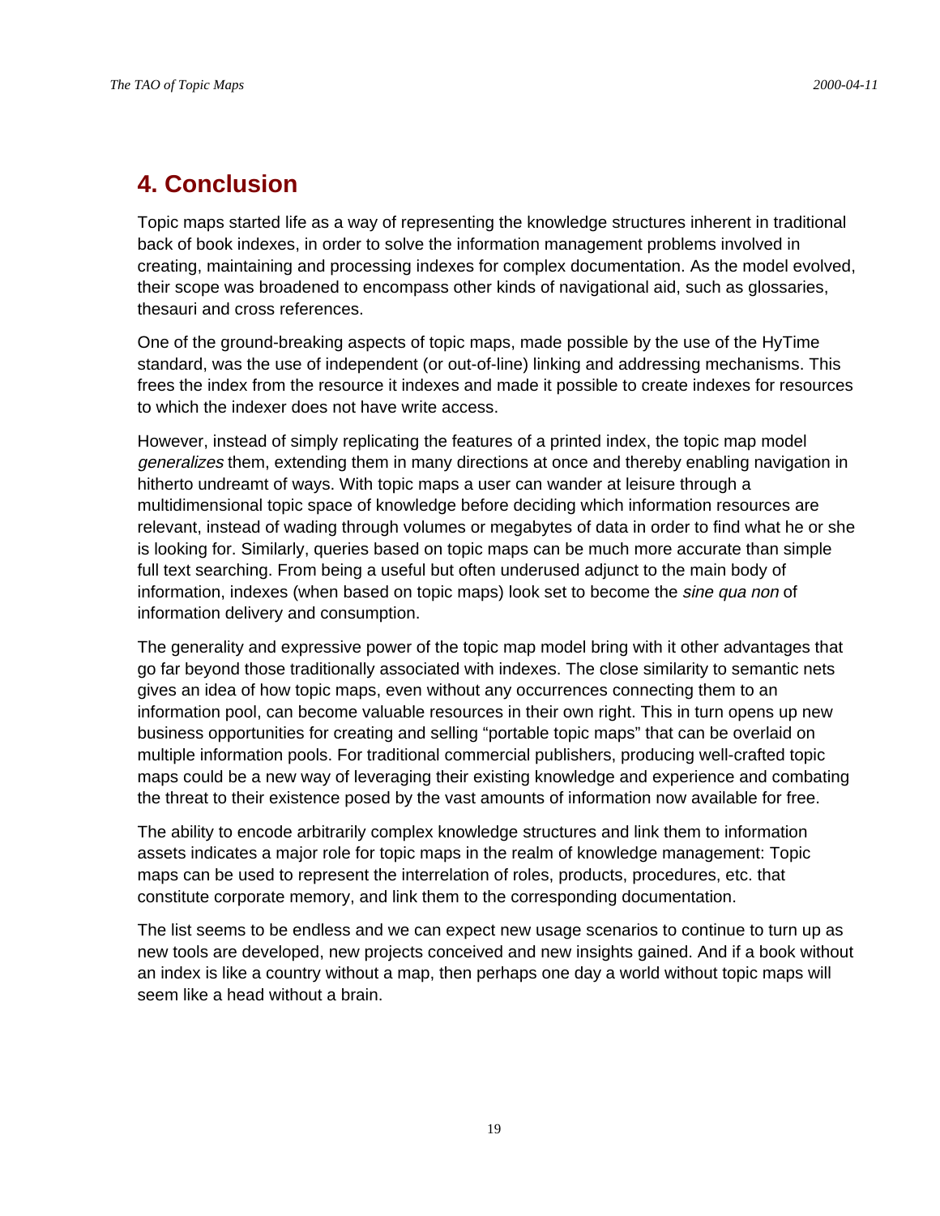## 4. Conclusion

Topic maps started life as a way of representing the knowledge structures inherent in traditional back of book indexes, in order to solve the information management problems involved in creating, maintaining and processing indexes for complex documentation. As the model evolved, their scope was broadened to encompass other kinds of navigational aid, such as glossaries, thesauri and cross references.

One of the ground-breaking aspects of topic maps, made possible by the use of the HyTime standard, was the use of independent (or out-of-line) linking and addressing mechanisms. This frees the index from the resource it indexes and made it possible to create indexes for resources to which the indexer does not have write access.

However, instead of simply replicating the features of a printed index, the topic map model *generalizes* them, extending them in many directions at once and thereby enabling navigation in hitherto undreamt of ways. With topic maps a user can wander at leisure through a multidimensional topic space of knowledge before deciding which information resources are relevant, instead of wading through volumes or megabytes of data in order to find what he or she is looking for. Similarly, queries based on topic maps can be much more accurate than simple full text searching. From being a useful but often underused adjunct to the main body of information, indexes (when based on topic maps) look set to become the *sine qua non* of information delivery and consumption.

The generality and expressive power of the topic map model bring with it other advantages that go far beyond those traditionally associated with indexes. The close similarity to semantic nets gives an idea of how topic maps, even without any occurrences connecting them to an information pool, can become valuable resources in their own right. This in turn opens up new business opportunities for creating and selling “portable topic maps” that can be overlaid on multiple information pools. For traditional commercial publishers, producing well-crafted topic maps could be a new way of leveraging their existing knowledge and experience and combating the threat to their existence posed by the vast amounts of information now available for free.

The ability to encode arbitrarily complex knowledge structures and link them to information assets indicates a major role for topic maps in the realm of knowledge management: Topic maps can be used to represent the interrelation of roles, products, procedures, etc. that constitute corporate memory, and link them to the corresponding documentation.

The list seems to be endless and we can expect new usage scenarios to continue to turn up as new tools are developed, new projects conceived and new insights gained. And if a book without an index is like a country without a map, then perhaps one day a world without topic maps will seem like a head without a brain.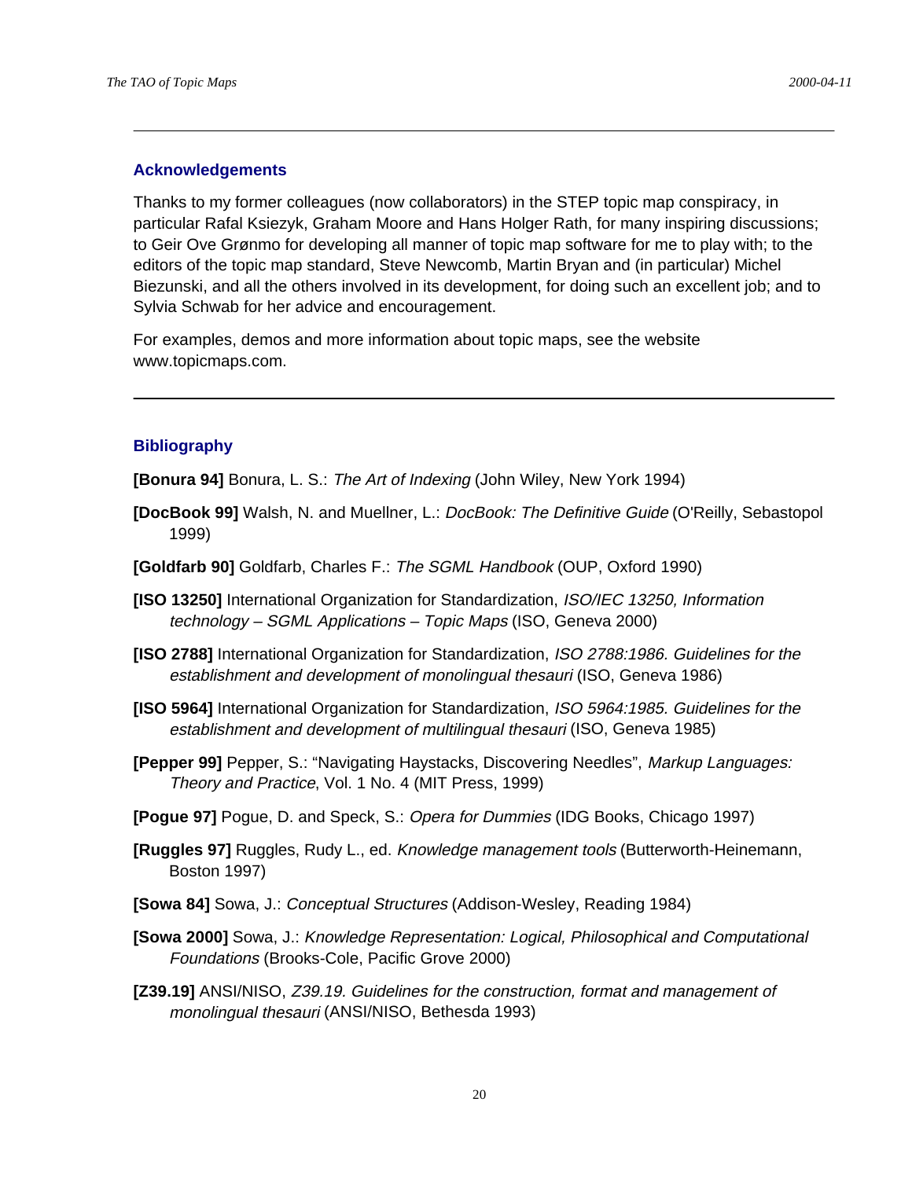## Acknowledgements

Thanks to my former colleagues (now collaborators) in the STEP topic map conspiracy, in particular Rafal Ksiezyk, Graham Moore and Hans Holger Rath, for many inspiring discussions; to Geir Ove Grønmo for developing all manner of topic map software for me to play with; to the editors of the topic map standard, Steve Newcomb, Martin Bryan and (in particular) Michel Biezunski, and all the others involved in its development, for doing such an excellent job; and to Sylvia Schwab for her advice and encouragement.

For examples, demos and more information about topic maps, see the website www.topicmaps.com.

---

## Bibliography

**[Bonura 94]** Bonura, L. S.: *The Art of Indexing* (John Wiley, New York 1994)

**[DocBook 99]** Walsh, N. and Muellner, L.: *DocBook: The Definitive Guide* (O'Reilly, Sebastopol 1999)

**[Goldfarb 90]** Goldfarb, Charles F.: *The SGML Handbook* (OUP, Oxford 1990)

**[ISO 13250]** International Organization for Standardization, *ISO/IEC 13250, Information technology – SGML Applications – Topic Maps* (ISO, Geneva 2000)

**[ISO 2788]** International Organization for Standardization, *ISO 2788:1986. Guidelines for the establishment and development of monolingual thesauri* (ISO, Geneva 1986)

**[ISO 5964]** International Organization for Standardization, *ISO 5964:1985. Guidelines for the establishment and development of multilingual thesauri* (ISO, Geneva 1985)

**[Pepper 99]** Pepper, S.: "Navigating Haystacks, Discovering Needles", *Markup Languages: Theory and Practice*, Vol. 1 No. 4 (MIT Press, 1999)

**[Pogue 97]** Pogue, D. and Speck, S.: *Opera for Dummies* (IDG Books, Chicago 1997)

**[Ruggles 97]** Ruggles, Rudy L., ed. *Knowledge management tools* (Butterworth-Heinemann, Boston 1997)

**[Sowa 84]** Sowa, J.: *Conceptual Structures* (Addison-Wesley, Reading 1984)

**[Sowa 2000]** Sowa, J.: *Knowledge Representation: Logical, Philosophical and Computational Foundations* (Brooks-Cole, Pacific Grove 2000)

**[Z39.19]** ANSI/NISO, *Z39.19. Guidelines for the construction, format and management of monolingual thesauri* (ANSI/NISO, Bethesda 1993)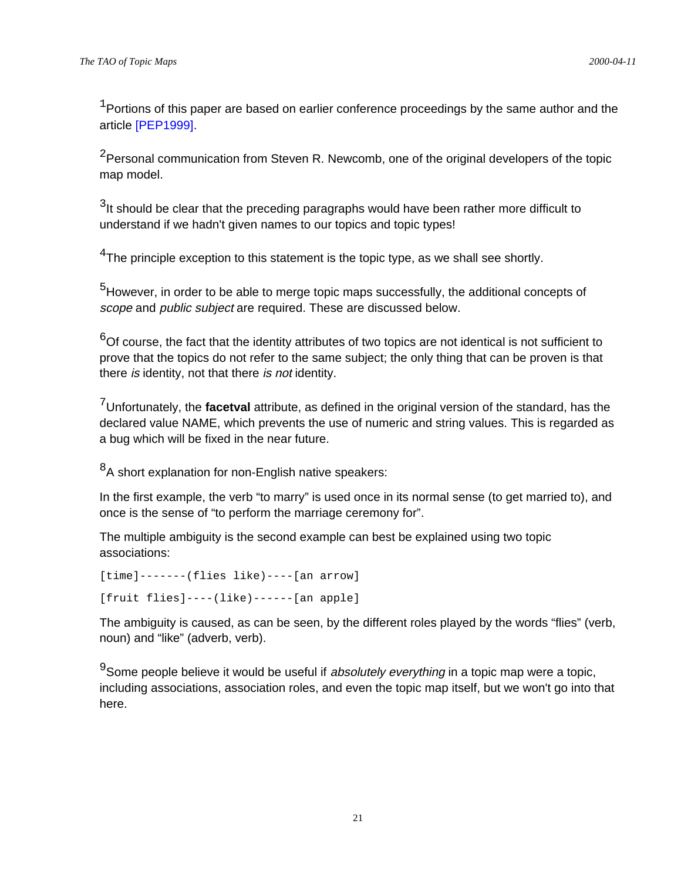[1]Portions of this paper are based on earlier conference proceedings by the same author and the article [PEP1999].

[2]Personal communication from Steven R. Newcomb, one of the original developers of the topic map model.

[3]It should be clear that the preceding paragraphs would have been rather more difficult to understand if we hadn't given names to our topics and topic types!

[4]The principle exception to this statement is the topic type, as we shall see shortly.

[5]However, in order to be able to merge topic maps successfully, the additional concepts of *scope* and *public subject* are required. These are discussed below.

[6]Of course, the fact that the identity attributes of two topics are not identical is not sufficient to prove that the topics do not refer to the same subject; the only thing that can be proven is that there *is* identity, not that there *is not* identity.

[7]Unfortunately, the **facetval** attribute, as defined in the original version of the standard, has the declared value NAME, which prevents the use of numeric and string values. This is regarded as a bug which will be fixed in the near future.

[8]A short explanation for non-English native speakers:

In the first example, the verb “to marry” is used once in its normal sense (to get married to), and once is the sense of “to perform the marriage ceremony for”.

The multiple ambiguity is the second example can best be explained using two topic associations:

```
[time]-------(flies like)----[an arrow]

[fruit flies]----(like)------[an apple]
```

The ambiguity is caused, as can be seen, by the different roles played by the words “flies” (verb, noun) and “like” (adverb, verb).

[9]Some people believe it would be useful if *absolutely everything* in a topic map were a topic, including associations, association roles, and even the topic map itself, but we won't go into that here.